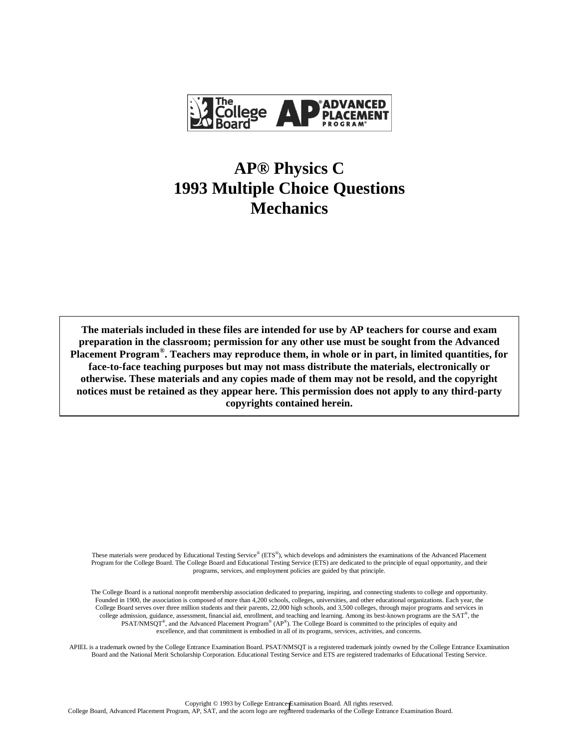# AP® Physics C
# 1993 Multiple Choice Questions
# Mechanics

**The materials included in these files are intended for use by AP teachers for course and exam preparation in the classroom; permission for any other use must be sought from the Advanced Placement Program®. Teachers may reproduce them, in whole or in part, in limited quantities, for face-to-face teaching purposes but may not mass distribute the materials, electronically or otherwise. These materials and any copies made of them may not be resold, and the copyright notices must be retained as they appear here. This permission does not apply to any third-party copyrights contained herein.**

These materials were produced by Educational Testing Service® (ETS®), which develops and administers the examinations of the Advanced Placement Program for the College Board. The College Board and Educational Testing Service (ETS) are dedicated to the principle of equal opportunity, and their programs, services, and employment policies are guided by that principle.

The College Board is a national nonprofit membership association dedicated to preparing, inspiring, and connecting students to college and opportunity. Founded in 1900, the association is composed of more than 4,200 schools, colleges, universities, and other educational organizations. Each year, the College Board serves over three million students and their parents, 22,000 high schools, and 3,500 colleges, through major programs and services in college admission, guidance, assessment, financial aid, enrollment, and teaching and learning. Among its best-known programs are the SAT®, the PSAT/NMSQT®, and the Advanced Placement Program® (AP®). The College Board is committed to the principles of equity and excellence, and that commitment is embodied in all of its programs, services, activities, and concerns.

APIEL is a trademark owned by the College Entrance Examination Board. PSAT/NMSQT is a registered trademark jointly owned by the College Entrance Examination Board and the National Merit Scholarship Corporation. Educational Testing Service and ETS are registered trademarks of Educational Testing Service.

Copyright © 1993 by College Entrance Examination Board. All rights reserved.
College Board, Advanced Placement Program, AP, SAT, and the acorn logo are registered trademarks of the College Entrance Examination Board.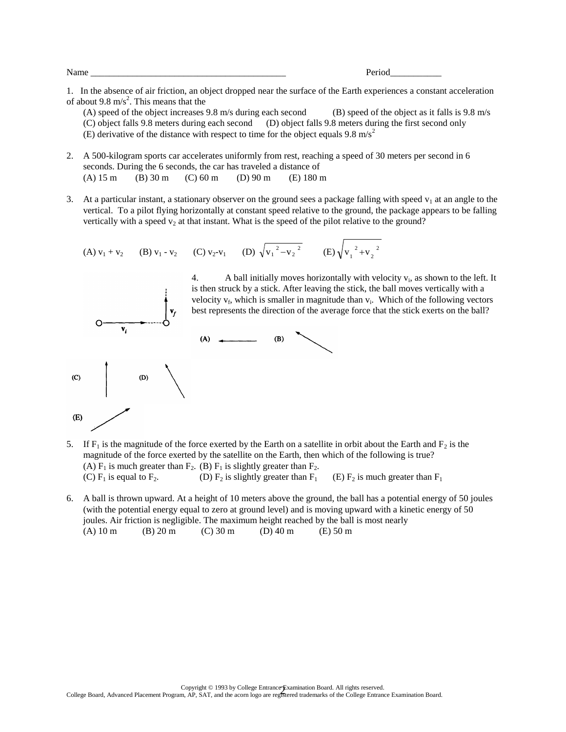Name ____________________________________________ Period___________

1. In the absence of air friction, an object dropped near the surface of the Earth experiences a constant acceleration of about 9.8 $m/s^2$. This means that the

(A) speed of the object increases 9.8 m/s during each second (B) speed of the object as it falls is 9.8 m/s
(C) object falls 9.8 meters during each second (D) object falls 9.8 meters during the first second only
(E) derivative of the distance with respect to time for the object equals 9.8 $m/s^2$

2. A 500-kilogram sports car accelerates uniformly from rest, reaching a speed of 30 meters per second in 6 seconds. During the 6 seconds, the car has traveled a distance of

(A) 15 m (B) 30 m (C) 60 m (D) 90 m (E) 180 m

3. At a particular instant, a stationary observer on the ground sees a package falling with speed $v_1$ at an angle to the vertical. To a pilot flying horizontally at constant speed relative to the ground, the package appears to be falling vertically with a speed $v_2$ at that instant. What is the speed of the pilot relative to the ground?

(A) $v_1 + v_2$ (B) $v_1 - v_2$ (C) $v_2 - v_1$ (D) $\sqrt{v_1^2 - v_2^2}$ (E) $\sqrt{v_1^2 + v_2^2}$

4. A ball initially moves horizontally with velocity $v_i$, as shown to the left. It is then struck by a stick. After leaving the stick, the ball moves vertically with a velocity $v_f$, which is smaller in magnitude than $v_i$. Which of the following vectors best represents the direction of the average force that the stick exerts on the ball?

(A) (B) (C) (D) (E)

5. If $F_1$ is the magnitude of the force exerted by the Earth on a satellite in orbit about the Earth and $F_2$ is the magnitude of the force exerted by the satellite on the Earth, then which of the following is true?

(A) $F_1$ is much greater than $F_2$. (B) $F_1$ is slightly greater than $F_2$.
(C) $F_1$ is equal to $F_2$. (D) $F_2$ is slightly greater than $F_1$ (E) $F_2$ is much greater than $F_1$

6. A ball is thrown upward. At a height of 10 meters above the ground, the ball has a potential energy of 50 joules (with the potential energy equal to zero at ground level) and is moving upward with a kinetic energy of 50 joules. Air friction is negligible. The maximum height reached by the ball is most nearly

(A) 10 m (B) 20 m (C) 30 m (D) 40 m (E) 50 m

Copyright © 1993 by College Entrance Examination Board. All rights reserved.
College Board, Advanced Placement Program, AP, SAT, and the acorn logo are registered trademarks of the College Entrance Examination Board.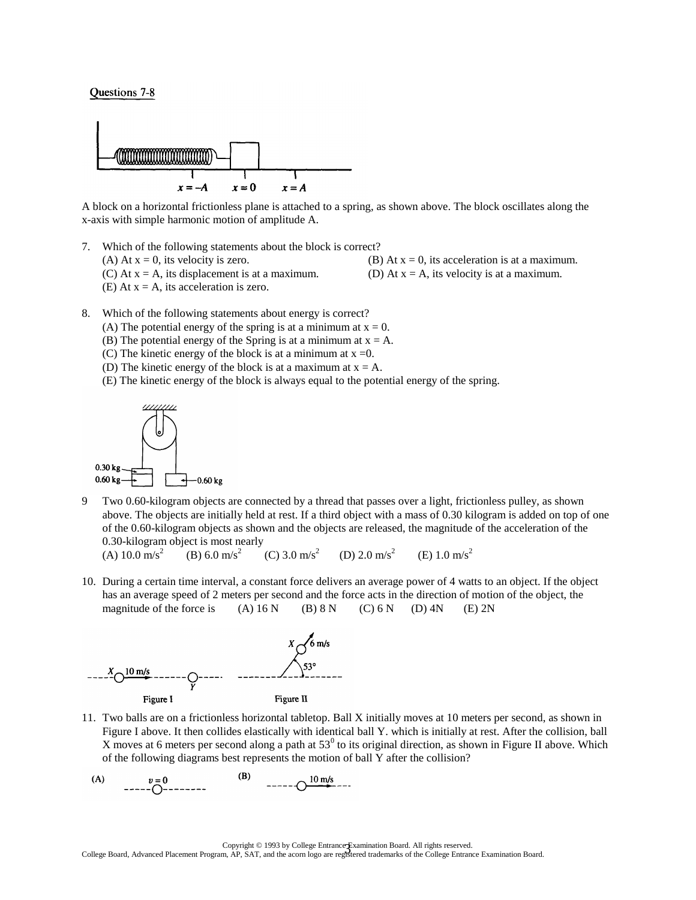Questions 7-8

A block on a horizontal frictionless plane is attached to a spring, as shown above. The block oscillates along the x-axis with simple harmonic motion of amplitude A.

7. Which of the following statements about the block is correct?
   (A) At x = 0, its velocity is zero.
   (B) At x = 0, its acceleration is at a maximum.
   (C) At x = A, its displacement is at a maximum.
   (D) At x = A, its velocity is at a maximum.
   (E) At x = A, its acceleration is zero.

8. Which of the following statements about energy is correct?
   (A) The potential energy of the spring is at a minimum at x = 0.
   (B) The potential energy of the Spring is at a minimum at x = A.
   (C) The kinetic energy of the block is at a minimum at x =0.
   (D) The kinetic energy of the block is at a maximum at x = A.
   (E) The kinetic energy of the block is always equal to the potential energy of the spring.

9. Two 0.60-kilogram objects are connected by a thread that passes over a light, frictionless pulley, as shown above. The objects are initially held at rest. If a third object with a mass of 0.30 kilogram is added on top of one of the 0.60-kilogram objects as shown and the objects are released, the magnitude of the acceleration of the 0.30-kilogram object is most nearly
   (A) 10.0 $m/s^2$ (B) 6.0 $m/s^2$ (C) 3.0 $m/s^2$ (D) 2.0 $m/s^2$ (E) 1.0 $m/s^2$

10. During a certain time interval, a constant force delivers an average power of 4 watts to an object. If the object has an average speed of 2 meters per second and the force acts in the direction of motion of the object, the magnitude of the force is (A) 16 N (B) 8 N (C) 6 N (D) 4N (E) 2N

11. Two balls are on a frictionless horizontal tabletop. Ball X initially moves at 10 meters per second, as shown in Figure I above. It then collides elastically with identical ball Y. which is initially at rest. After the collision, ball X moves at 6 meters per second along a path at $53^0$ to its original direction, as shown in Figure II above. Which of the following diagrams best represents the motion of ball Y after the collision?

(A) $v = 0$ (B) 10 m/s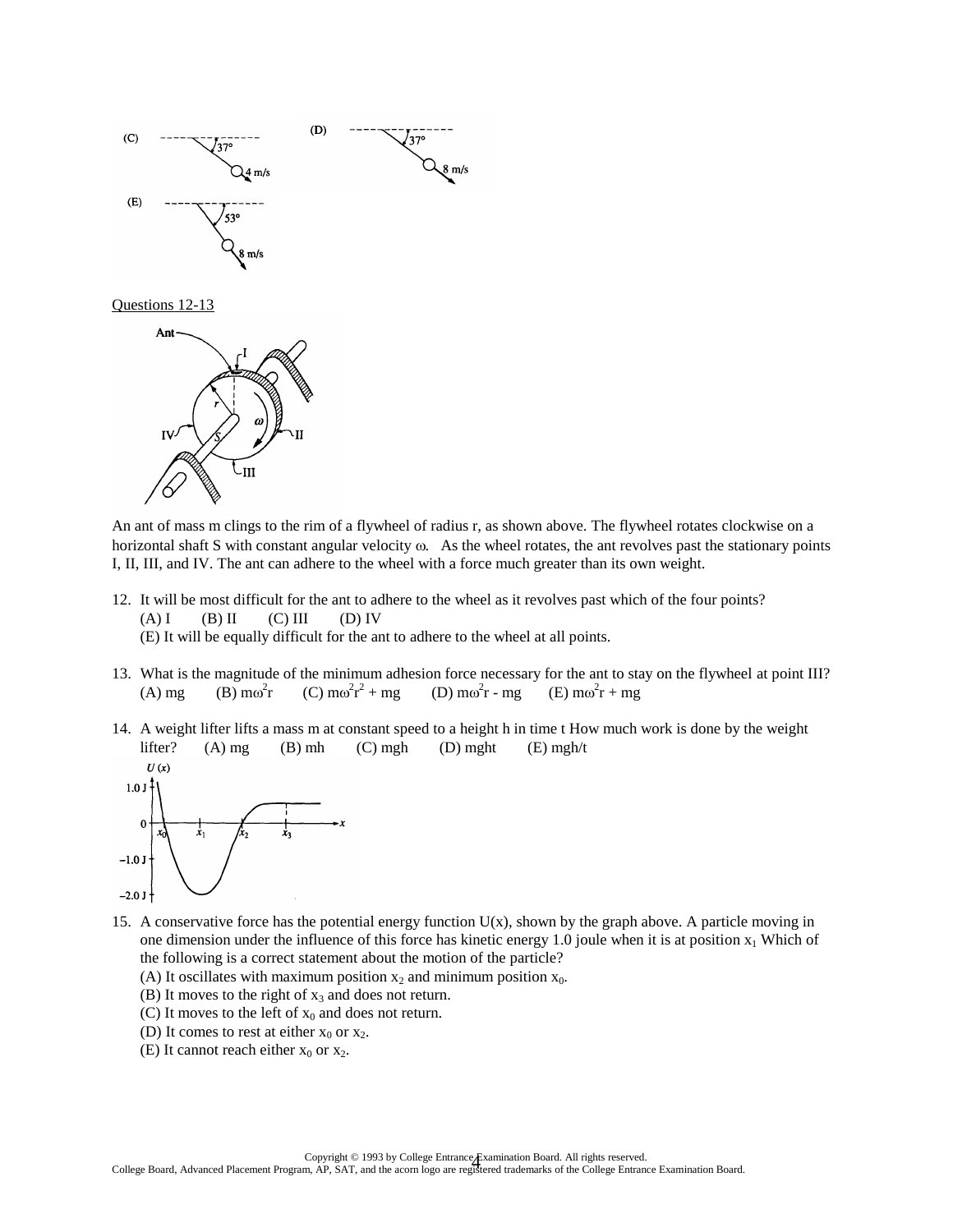Questions 12-13

An ant of mass m clings to the rim of a flywheel of radius r, as shown above. The flywheel rotates clockwise on a horizontal shaft S with constant angular velocity $\omega$. As the wheel rotates, the ant revolves past the stationary points I, II, III, and IV. The ant can adhere to the wheel with a force much greater than its own weight.

12. It will be most difficult for the ant to adhere to the wheel as it revolves past which of the four points?
    (A) I (B) II (C) III (D) IV
    (E) It will be equally difficult for the ant to adhere to the wheel at all points.

13. What is the magnitude of the minimum adhesion force necessary for the ant to stay on the flywheel at point III?
    (A) mg (B) $m\omega^2 r$ (C) $m\omega^2 r^2 + mg$ (D) $m\omega^2 r - mg$ (E) $m\omega^2 r + mg$

14. A weight lifter lifts a mass m at constant speed to a height h in time t How much work is done by the weight lifter? (A) mg (B) mh (C) mgh (D) mght (E) mgh/t

15. A conservative force has the potential energy function U(x), shown by the graph above. A particle moving in one dimension under the influence of this force has kinetic energy 1.0 joule when it is at position $x_1$ Which of the following is a correct statement about the motion of the particle?
    (A) It oscillates with maximum position $x_2$ and minimum position $x_0$.
    (B) It moves to the right of $x_3$ and does not return.
    (C) It moves to the left of $x_0$ and does not return.
    (D) It comes to rest at either $x_0$ or $x_2$.
    (E) It cannot reach either $x_0$ or $x_2$.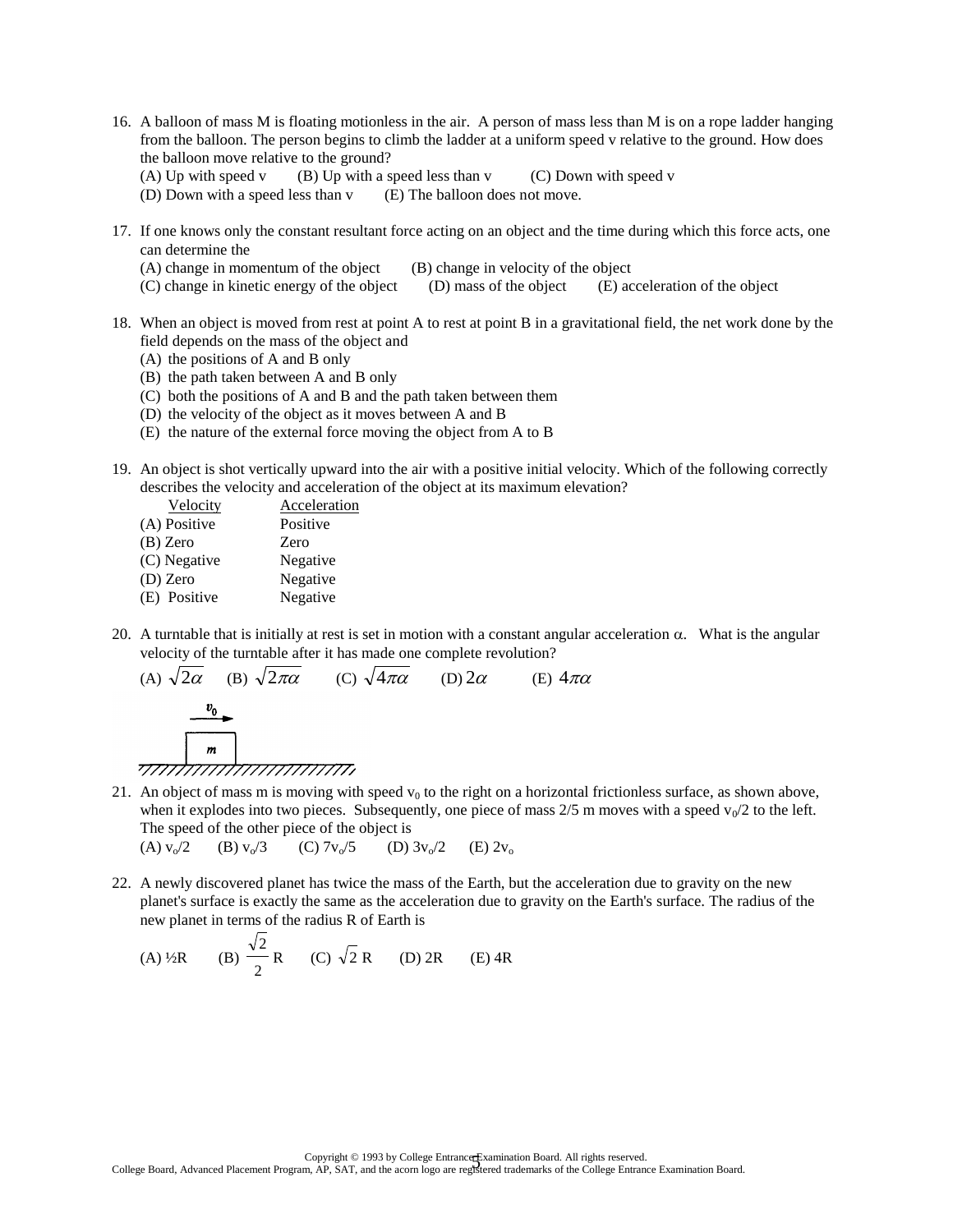16. A balloon of mass M is floating motionless in the air. A person of mass less than M is on a rope ladder hanging from the balloon. The person begins to climb the ladder at a uniform speed v relative to the ground. How does the balloon move relative to the ground?
    (A) Up with speed v (B) Up with a speed less than v (C) Down with speed v
    (D) Down with a speed less than v (E) The balloon does not move.

17. If one knows only the constant resultant force acting on an object and the time during which this force acts, one can determine the
    (A) change in momentum of the object (B) change in velocity of the object
    (C) change in kinetic energy of the object (D) mass of the object (E) acceleration of the object

18. When an object is moved from rest at point A to rest at point B in a gravitational field, the net work done by the field depends on the mass of the object and
    (A) the positions of A and B only
    (B) the path taken between A and B only
    (C) both the positions of A and B and the path taken between them
    (D) the velocity of the object as it moves between A and B
    (E) the nature of the external force moving the object from A to B

19. An object is shot vertically upward into the air with a positive initial velocity. Which of the following correctly describes the velocity and acceleration of the object at its maximum elevation?

| | Velocity | Acceleration |
|---|---|---|
| (A) | Positive | Positive |
| (B) | Zero | Zero |
| (C) | Negative | Negative |
| (D) | Zero | Negative |
| (E) | Positive | Negative |

20. A turntable that is initially at rest is set in motion with a constant angular acceleration $\alpha$. What is the angular velocity of the turntable after it has made one complete revolution?
    (A) $\sqrt{2\alpha}$ (B) $\sqrt{2\pi\alpha}$ (C) $\sqrt{4\pi\alpha}$ (D) $2\alpha$ (E) $4\pi\alpha$

21. An object of mass m is moving with speed $v_0$ to the right on a horizontal frictionless surface, as shown above, when it explodes into two pieces. Subsequently, one piece of mass 2/5 m moves with a speed $v_0/2$ to the left. The speed of the other piece of the object is
    (A) $v_o/2$ (B) $v_o/3$ (C) $7v_o/5$ (D) $3v_o/2$ (E) $2v_o$

22. A newly discovered planet has twice the mass of the Earth, but the acceleration due to gravity on the new planet's surface is exactly the same as the acceleration due to gravity on the Earth's surface. The radius of the new planet in terms of the radius R of Earth is
    (A) ½R (B) $\frac{\sqrt{2}}{2}$ R (C) $\sqrt{2}$ R (D) 2R (E) 4R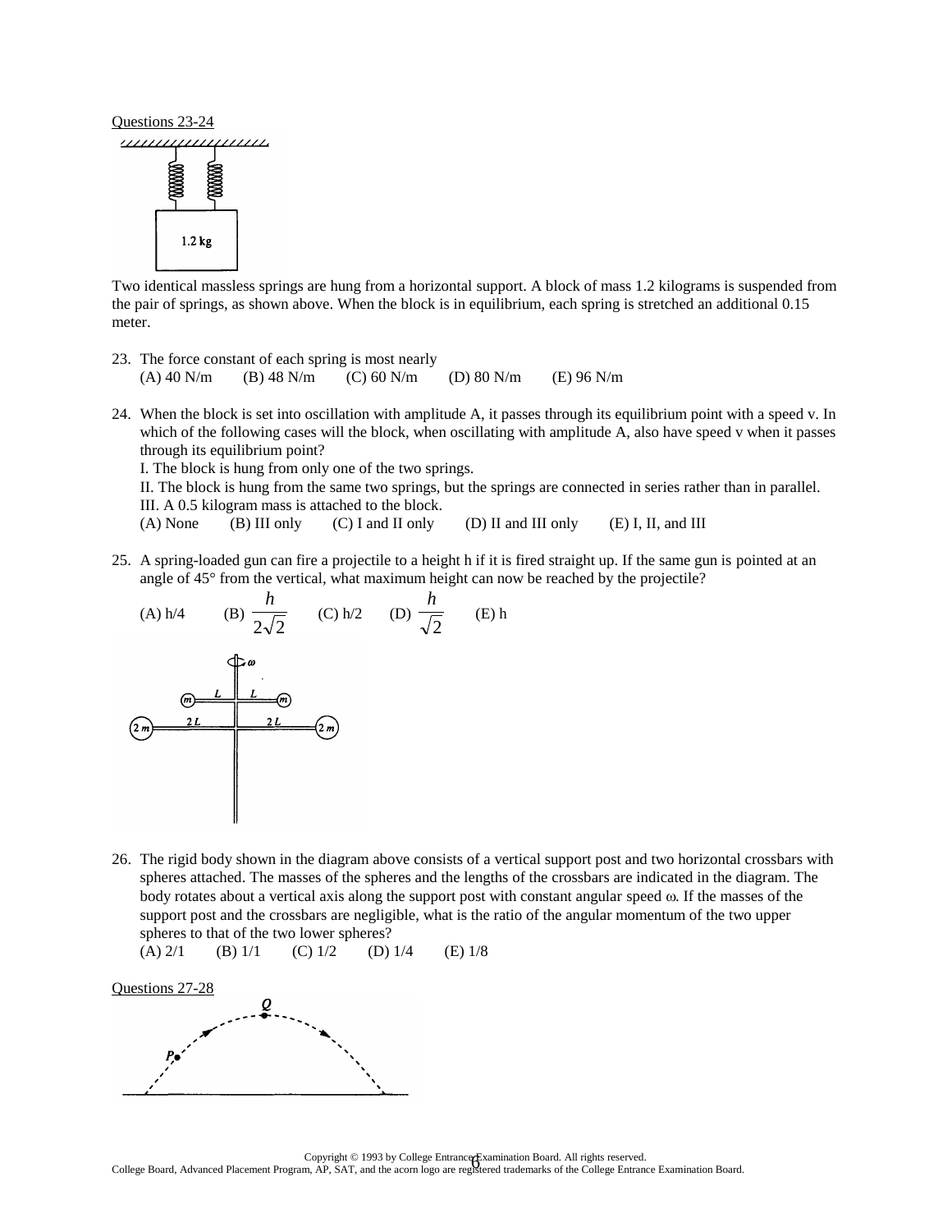Questions 23-24

Two identical massless springs are hung from a horizontal support. A block of mass 1.2 kilograms is suspended from the pair of springs, as shown above. When the block is in equilibrium, each spring is stretched an additional 0.15 meter.

23. The force constant of each spring is most nearly
    (A) 40 N/m (B) 48 N/m (C) 60 N/m (D) 80 N/m (E) 96 N/m

24. When the block is set into oscillation with amplitude A, it passes through its equilibrium point with a speed v. In which of the following cases will the block, when oscillating with amplitude A, also have speed v when it passes through its equilibrium point?
    I. The block is hung from only one of the two springs.
    II. The block is hung from the same two springs, but the springs are connected in series rather than in parallel.
    III. A 0.5 kilogram mass is attached to the block.
    (A) None (B) III only (C) I and II only (D) II and III only (E) I, II, and III

25. A spring-loaded gun can fire a projectile to a height h if it is fired straight up. If the same gun is pointed at an angle of 45° from the vertical, what maximum height can now be reached by the projectile?
    (A) h/4 (B) $\dfrac{h}{2\sqrt{2}}$ (C) h/2 (D) $\dfrac{h}{\sqrt{2}}$ (E) h

26. The rigid body shown in the diagram above consists of a vertical support post and two horizontal crossbars with spheres attached. The masses of the spheres and the lengths of the crossbars are indicated in the diagram. The body rotates about a vertical axis along the support post with constant angular speed ω. If the masses of the support post and the crossbars are negligible, what is the ratio of the angular momentum of the two upper spheres to that of the two lower spheres?
    (A) 2/1 (B) 1/1 (C) 1/2 (D) 1/4 (E) 1/8

Questions 27-28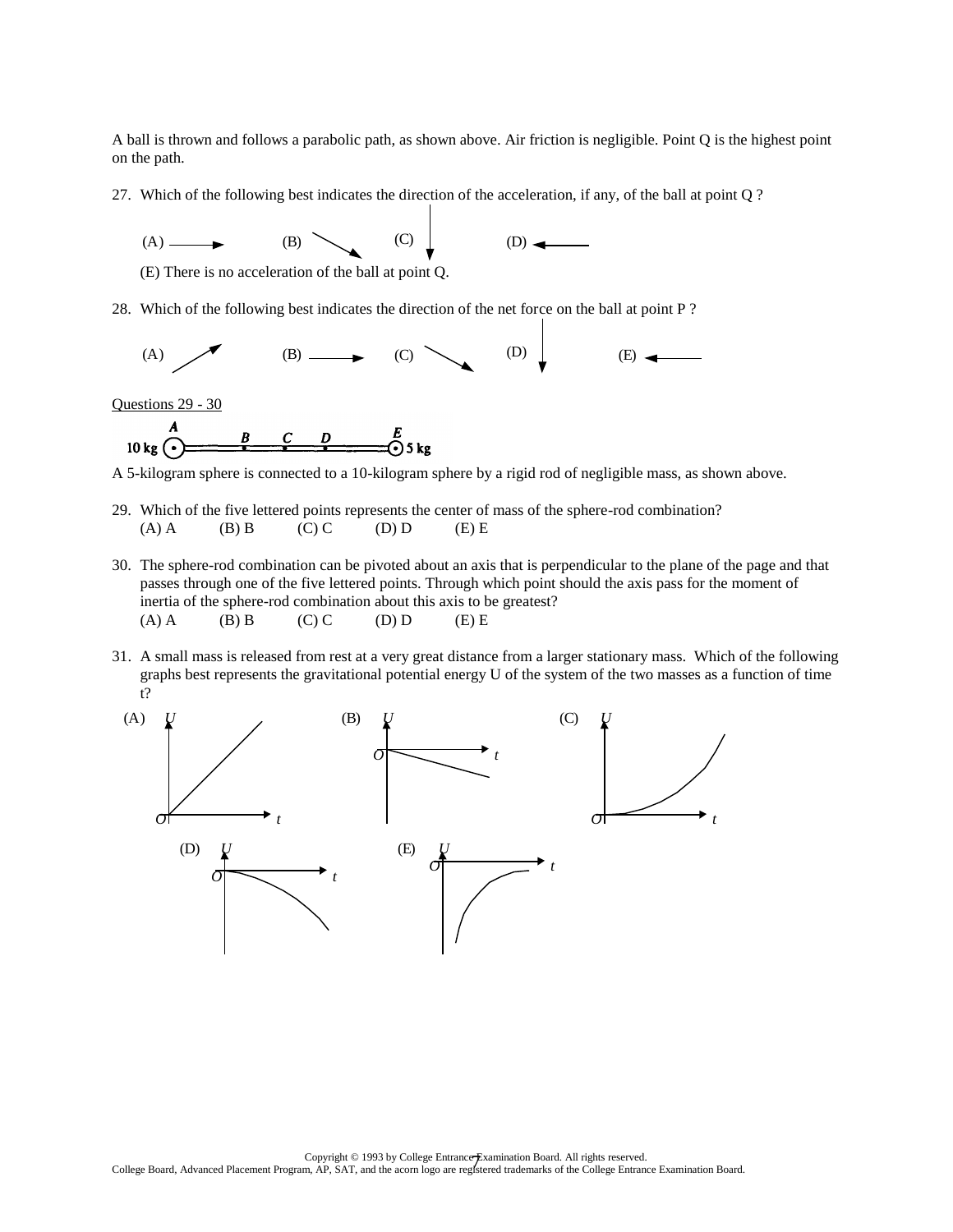A ball is thrown and follows a parabolic path, as shown above. Air friction is negligible. Point Q is the highest point on the path.

27. Which of the following best indicates the direction of the acceleration, if any, of the ball at point Q ?

    (A) →　　(B) ↘　　(C) ↓　　(D) ←

    (E) There is no acceleration of the ball at point Q.

28. Which of the following best indicates the direction of the net force on the ball at point P ?

    (A) ↗　　(B) →　　(C) ↘　　(D) ↓　　(E) ←

Questions 29 - 30

10 kg A ——— B — C — D ——— E 5 kg

A 5-kilogram sphere is connected to a 10-kilogram sphere by a rigid rod of negligible mass, as shown above.

29. Which of the five lettered points represents the center of mass of the sphere-rod combination?
    (A) A　　(B) B　　(C) C　　(D) D　　(E) E

30. The sphere-rod combination can be pivoted about an axis that is perpendicular to the plane of the page and that passes through one of the five lettered points. Through which point should the axis pass for the moment of inertia of the sphere-rod combination about this axis to be greatest?
    (A) A　　(B) B　　(C) C　　(D) D　　(E) E

31. A small mass is released from rest at a very great distance from a larger stationary mass. Which of the following graphs best represents the gravitational potential energy U of the system of the two masses as a function of time t?

    (A)　　(B)　　(C)　　(D)　　(E)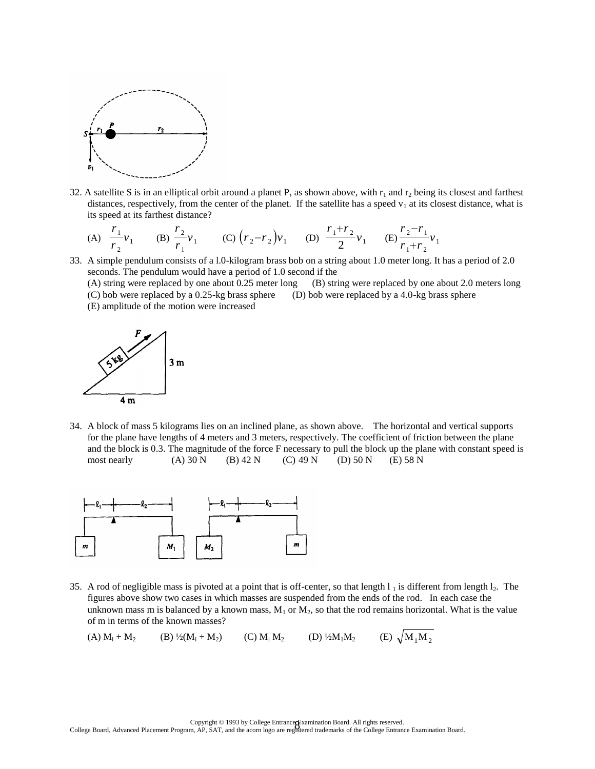32. A satellite S is in an elliptical orbit around a planet P, as shown above, with $r_1$ and $r_2$ being its closest and farthest distances, respectively, from the center of the planet. If the satellite has a speed $v_1$ at its closest distance, what is its speed at its farthest distance?

(A) $\frac{r_1}{r_2}v_1$ (B) $\frac{r_2}{r_1}v_1$ (C) $(r_2 - r_2)v_1$ (D) $\frac{r_1+r_2}{2}v_1$ (E) $\frac{r_2-r_1}{r_1+r_2}v_1$

33. A simple pendulum consists of a l.0-kilogram brass bob on a string about 1.0 meter long. It has a period of 2.0 seconds. The pendulum would have a period of 1.0 second if the

(A) string were replaced by one about 0.25 meter long (B) string were replaced by one about 2.0 meters long
(C) bob were replaced by a 0.25-kg brass sphere (D) bob were replaced by a 4.0-kg brass sphere
(E) amplitude of the motion were increased

34. A block of mass 5 kilograms lies on an inclined plane, as shown above. The horizontal and vertical supports for the plane have lengths of 4 meters and 3 meters, respectively. The coefficient of friction between the plane and the block is 0.3. The magnitude of the force F necessary to pull the block up the plane with constant speed is most nearly (A) 30 N (B) 42 N (C) 49 N (D) 50 N (E) 58 N

35. A rod of negligible mass is pivoted at a point that is off-center, so that length $l_1$ is different from length $l_2$. The figures above show two cases in which masses are suspended from the ends of the rod. In each case the unknown mass m is balanced by a known mass, $M_1$ or $M_2$, so that the rod remains horizontal. What is the value of m in terms of the known masses?

(A) $M_1 + M_2$ (B) $\frac{1}{2}(M_1 + M_2)$ (C) $M_1 M_2$ (D) $\frac{1}{2}M_1M_2$ (E) $\sqrt{M_1M_2}$

Copyright © 1993 by College Entrance Examination Board. All rights reserved.
College Board, Advanced Placement Program, AP, SAT, and the acorn logo are registered trademarks of the College Entrance Examination Board.